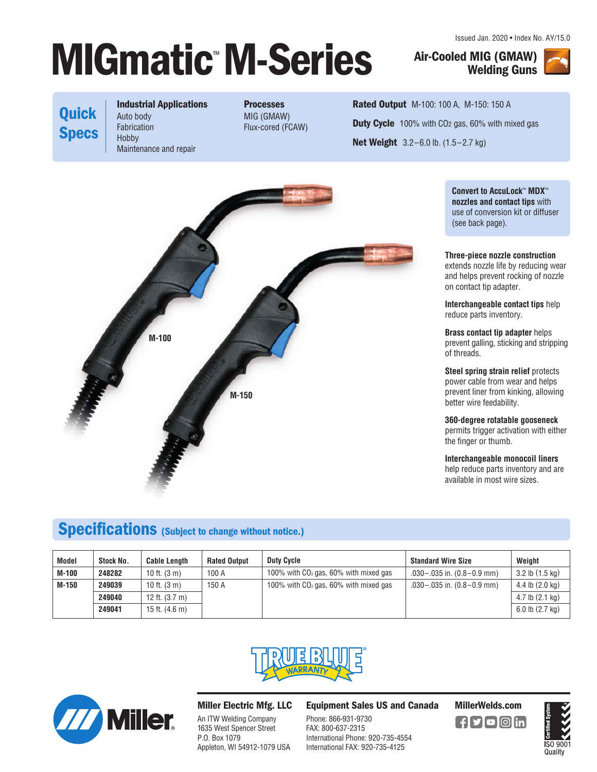Issued Jan. 2020 • Index No. AY/15.0

# MIGmatic™ M-Series

## Air-Cooled MIG (GMAW) Welding Guns

**Quick Specs**

**Industrial Applications**
Auto body
Fabrication
Hobby
Maintenance and repair

**Processes**
MIG (GMAW)
Flux-cored (FCAW)

**Rated Output** M-100: 100 A, M-150: 150 A

**Duty Cycle** 100% with $CO_2$ gas, 60% with mixed gas

**Net Weight** 3.2–6.0 lb. (1.5–2.7 kg)

M-100

M-150

**Convert to AccuLock™ MDX™ nozzles and contact tips** with use of conversion kit or diffuser (see back page).

**Three-piece nozzle construction** extends nozzle life by reducing wear and helps prevent rocking of nozzle on contact tip adapter.

**Interchangeable contact tips** help reduce parts inventory.

**Brass contact tip adapter** helps prevent galling, sticking and stripping of threads.

**Steel spring strain relief** protects power cable from wear and helps prevent liner from kinking, allowing better wire feedability.

**360-degree rotatable gooseneck** permits trigger activation with either the finger or thumb.

**Interchangeable monocoil liners** help reduce parts inventory and are available in most wire sizes.

## Specifications (Subject to change without notice.)

| Model | Stock No. | Cable Length | Rated Output | Duty Cycle | Standard Wire Size | Weight |
|---|---|---|---|---|---|---|
| **M-100** | **248282** | 10 ft. (3 m) | 100 A | 100% with $CO_2$ gas, 60% with mixed gas | .030–.035 in. (0.8–0.9 mm) | 3.2 lb (1.5 kg) |
| **M-150** | **249039** | 10 ft. (3 m) | 150 A | 100% with $CO_2$ gas, 60% with mixed gas | .030–.035 in. (0.8–0.9 mm) | 4.4 lb (2.0 kg) |
| | **249040** | 12 ft. (3.7 m) | | | | 4.7 lb (2.1 kg) |
| | **249041** | 15 ft. (4.6 m) | | | | 6.0 lb (2.7 kg) |

TRUE BLUE® WARRANTY

**Miller Electric Mfg. LLC**
An ITW Welding Company
1635 West Spencer Street
P.O. Box 1079
Appleton, WI 54912-1079 USA

**Equipment Sales US and Canada**
Phone: 866-931-9730
FAX: 800-637-2315
International Phone: 920-735-4554
International FAX: 920-735-4125

**MillerWelds.com**

Certified System ISO 9001 Quality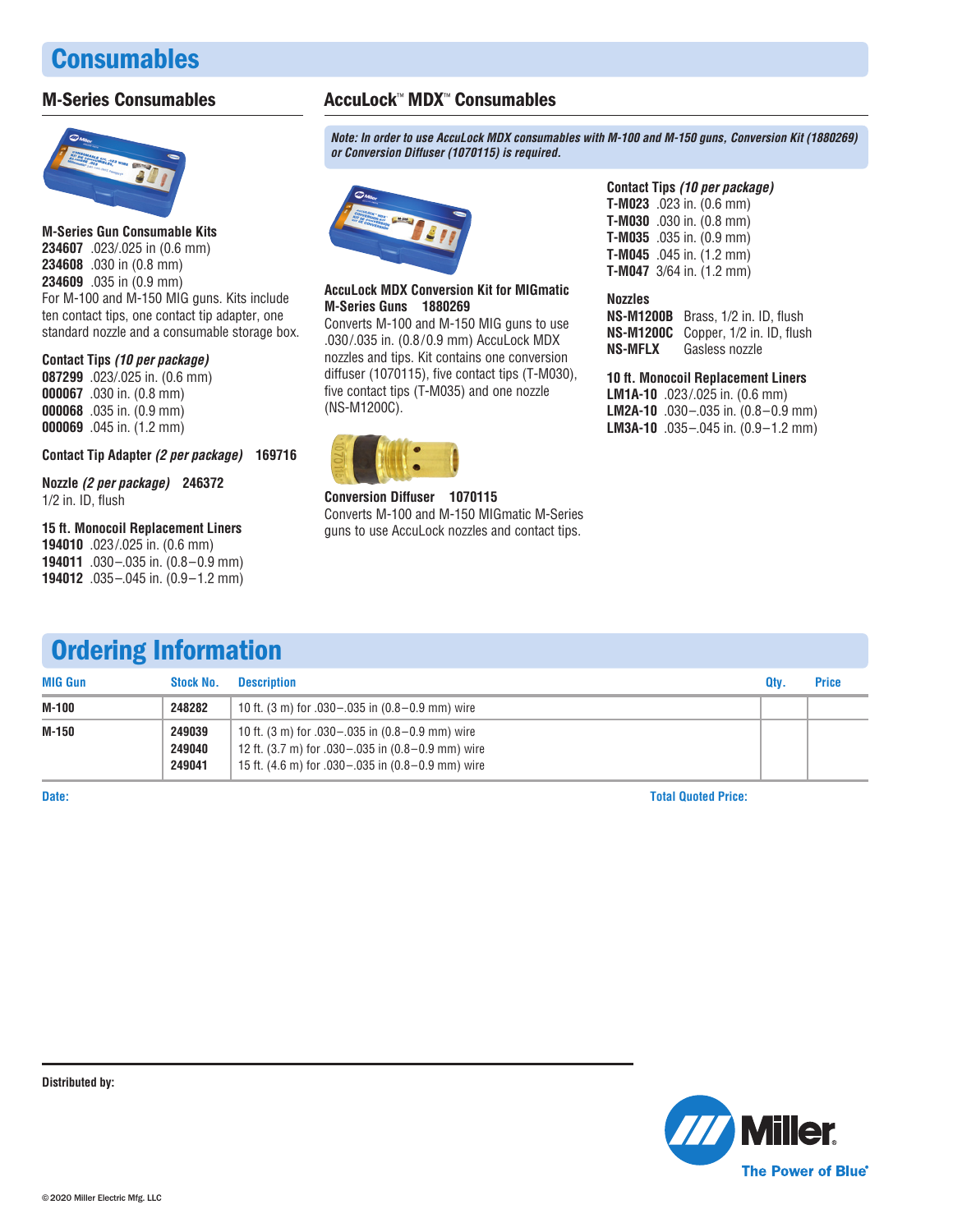# Consumables

## M-Series Consumables

**M-Series Gun Consumable Kits**
**234607** .023/.025 in (0.6 mm)
**234608** .030 in (0.8 mm)
**234609** .035 in (0.9 mm)
For M-100 and M-150 MIG guns. Kits include ten contact tips, one contact tip adapter, one standard nozzle and a consumable storage box.

**Contact Tips** ***(10 per package)***
**087299** .023/.025 in. (0.6 mm)
**000067** .030 in. (0.8 mm)
**000068** .035 in. (0.9 mm)
**000069** .045 in. (1.2 mm)

**Contact Tip Adapter** ***(2 per package)*** **169716**

**Nozzle** ***(2 per package)*** **246372**
1/2 in. ID, flush

**15 ft. Monocoil Replacement Liners**
**194010** .023/.025 in. (0.6 mm)
**194011** .030–.035 in. (0.8–0.9 mm)
**194012** .035–.045 in. (0.9–1.2 mm)

## AccuLock™ MDX™ Consumables

***Note: In order to use AccuLock MDX consumables with M-100 and M-150 guns, Conversion Kit (1880269) or Conversion Diffuser (1070115) is required.***

**AccuLock MDX Conversion Kit for MIGmatic M-Series Guns 1880269**
Converts M-100 and M-150 MIG guns to use .030/.035 in. (0.8/0.9 mm) AccuLock MDX nozzles and tips. Kit contains one conversion diffuser (1070115), five contact tips (T-M030), five contact tips (T-M035) and one nozzle (NS-M1200C).

**Conversion Diffuser 1070115**
Converts M-100 and M-150 MIGmatic M-Series guns to use AccuLock nozzles and contact tips.

**Contact Tips** ***(10 per package)***
**T-M023** .023 in. (0.6 mm)
**T-M030** .030 in. (0.8 mm)
**T-M035** .035 in. (0.9 mm)
**T-M045** .045 in. (1.2 mm)
**T-M047** 3/64 in. (1.2 mm)

**Nozzles**
**NS-M1200B** Brass, 1/2 in. ID, flush
**NS-M1200C** Copper, 1/2 in. ID, flush
**NS-MFLX** Gasless nozzle

**10 ft. Monocoil Replacement Liners**
**LM1A-10** .023/.025 in. (0.6 mm)
**LM2A-10** .030–.035 in. (0.8–0.9 mm)
**LM3A-10** .035–.045 in. (0.9–1.2 mm)

# Ordering Information

| MIG Gun | Stock No. | Description | Qty. | Price |
|---|---|---|---|---|
| M-100 | 248282 | 10 ft. (3 m) for .030–.035 in (0.8–0.9 mm) wire | | |
| M-150 | 249039 | 10 ft. (3 m) for .030–.035 in (0.8–0.9 mm) wire | | |
| | 249040 | 12 ft. (3.7 m) for .030–.035 in (0.8–0.9 mm) wire | | |
| | 249041 | 15 ft. (4.6 m) for .030–.035 in (0.8–0.9 mm) wire | | |

**Date:** **Total Quoted Price:**

**Distributed by:**

Miller
The Power of Blue®

© 2020 Miller Electric Mfg. LLC